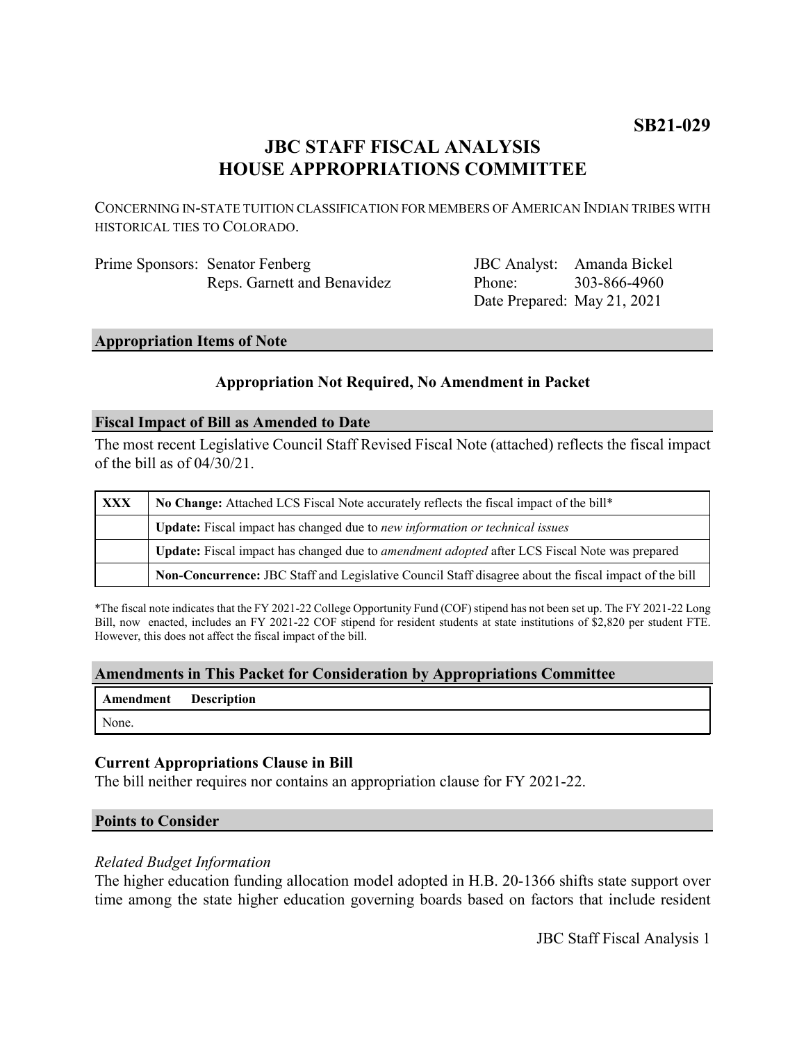**SB21-029**

# JBC STAFF FISCAL ANALYSIS
# HOUSE APPROPRIATIONS COMMITTEE

CONCERNING IN-STATE TUITION CLASSIFICATION FOR MEMBERS OF AMERICAN INDIAN TRIBES WITH HISTORICAL TIES TO COLORADO.

| | | | |
|---|---|---|---|
| Prime Sponsors: | Senator Fenberg<br>Reps. Garnett and Benavidez | JBC Analyst:<br>Phone:<br>Date Prepared: | Amanda Bickel<br>303-866-4960<br>May 21, 2021 |

## Appropriation Items of Note

**Appropriation Not Required, No Amendment in Packet**

## Fiscal Impact of Bill as Amended to Date

The most recent Legislative Council Staff Revised Fiscal Note (attached) reflects the fiscal impact of the bill as of 04/30/21.

| | |
|---|---|
| **XXX** | **No Change:** Attached LCS Fiscal Note accurately reflects the fiscal impact of the bill* |
| | **Update:** Fiscal impact has changed due to *new information or technical issues* |
| | **Update:** Fiscal impact has changed due to *amendment adopted* after LCS Fiscal Note was prepared |
| | **Non-Concurrence:** JBC Staff and Legislative Council Staff disagree about the fiscal impact of the bill |

*The fiscal note indicates that the FY 2021-22 College Opportunity Fund (COF) stipend has not been set up. The FY 2021-22 Long Bill, now enacted, includes an FY 2021-22 COF stipend for resident students at state institutions of $2,820 per student FTE. However, this does not affect the fiscal impact of the bill.

## Amendments in This Packet for Consideration by Appropriations Committee

| Amendment | Description |
|---|---|
| None. | |

### Current Appropriations Clause in Bill

The bill neither requires nor contains an appropriation clause for FY 2021-22.

## Points to Consider

*Related Budget Information*

The higher education funding allocation model adopted in H.B. 20-1366 shifts state support over time among the state higher education governing boards based on factors that include resident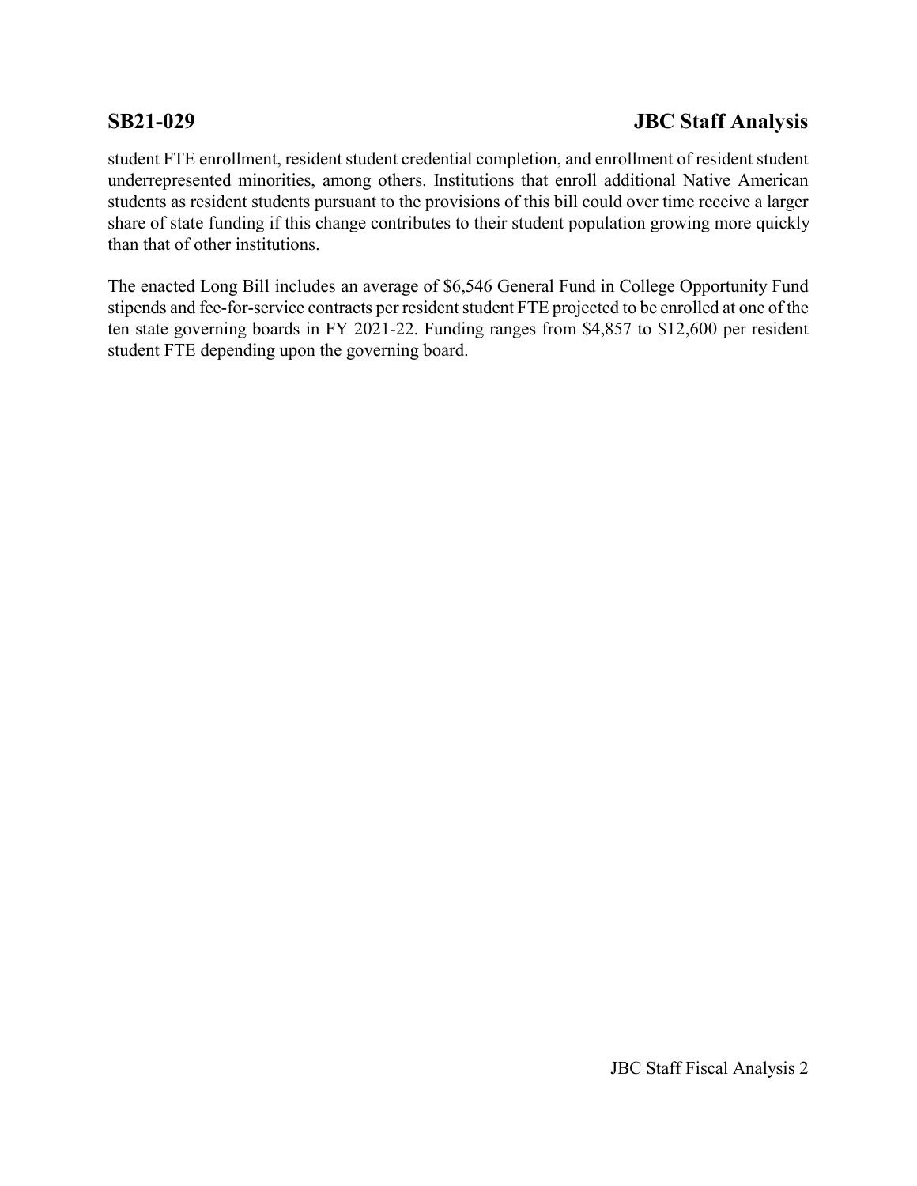student FTE enrollment, resident student credential completion, and enrollment of resident student underrepresented minorities, among others. Institutions that enroll additional Native American students as resident students pursuant to the provisions of this bill could over time receive a larger share of state funding if this change contributes to their student population growing more quickly than that of other institutions.

The enacted Long Bill includes an average of $6,546 General Fund in College Opportunity Fund stipends and fee-for-service contracts per resident student FTE projected to be enrolled at one of the ten state governing boards in FY 2021-22. Funding ranges from $4,857 to $12,600 per resident student FTE depending upon the governing board.